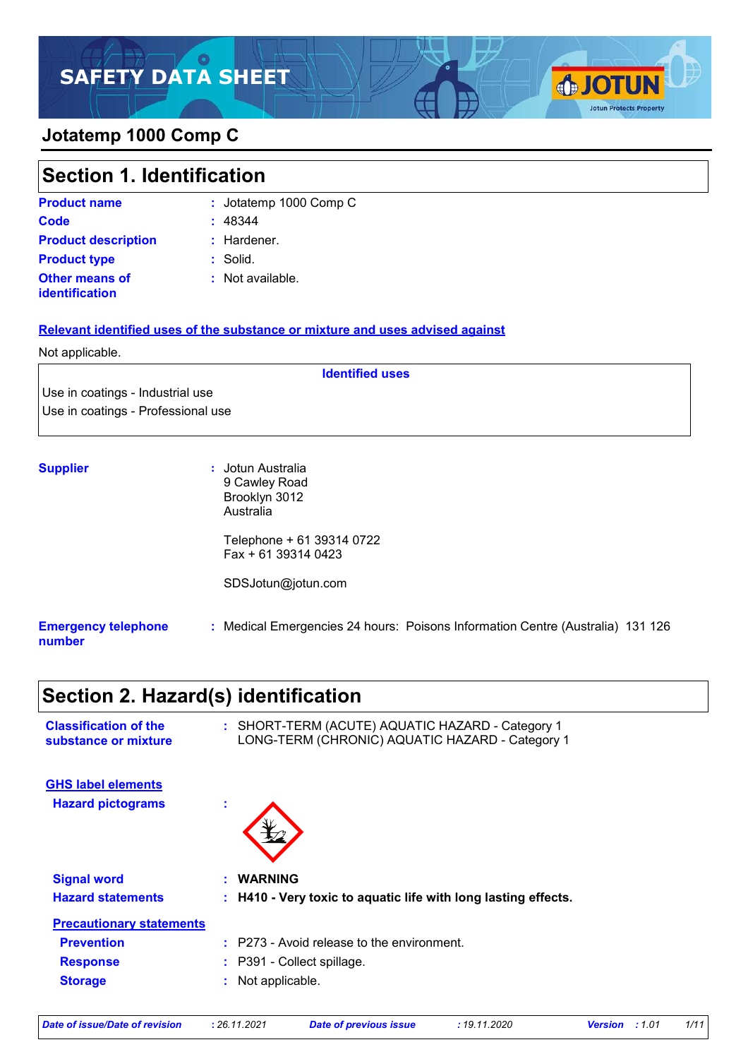# SAFETY DATA SHEET

## Jotatemp 1000 Comp C

## Section 1. Identification

**Product name** : Jotatemp 1000 Comp C

**Code** : 48344

**Product description** : Hardener.

**Product type** : Solid.

**Other means of identification** : Not available.

**Relevant identified uses of the substance or mixture and uses advised against**

Not applicable.

| Identified uses |
| --- |
| Use in coatings - Industrial use |
| Use in coatings - Professional use |

**Supplier** : Jotun Australia
9 Cawley Road
Brooklyn 3012
Australia

Telephone + 61 39314 0722
Fax + 61 39314 0423

SDSJotun@jotun.com

**Emergency telephone number** : Medical Emergencies 24 hours: Poisons Information Centre (Australia) 131 126

## Section 2. Hazard(s) identification

**Classification of the substance or mixture** : SHORT-TERM (ACUTE) AQUATIC HAZARD - Category 1
LONG-TERM (CHRONIC) AQUATIC HAZARD - Category 1

**GHS label elements**

**Hazard pictograms** :

**Signal word** : **WARNING**

**Hazard statements** : **H410 - Very toxic to aquatic life with long lasting effects.**

**Precautionary statements**

**Prevention** : P273 - Avoid release to the environment.

**Response** : P391 - Collect spillage.

**Storage** : Not applicable.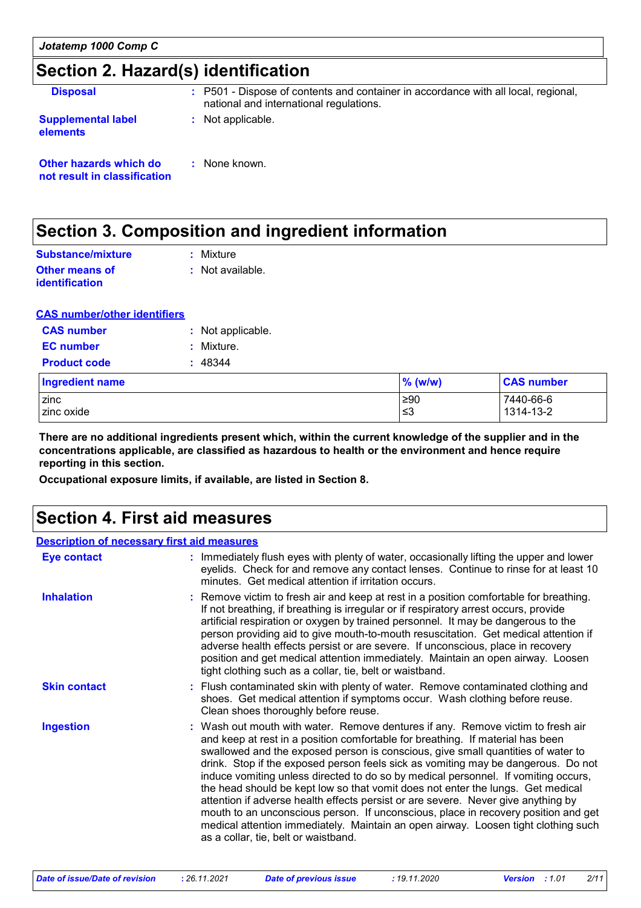## Section 2. Hazard(s) identification

**Disposal** : P501 - Dispose of contents and container in accordance with all local, regional, national and international regulations.

**Supplemental label elements** : Not applicable.

**Other hazards which do not result in classification** : None known.

## Section 3. Composition and ingredient information

**Substance/mixture** : Mixture

**Other means of identification** : Not available.

**CAS number/other identifiers**

**CAS number** : Not applicable.

**EC number** : Mixture.

**Product code** : 48344

| Ingredient name | % (w/w) | CAS number |
|---|---|---|
| zinc | ≥90 | 7440-66-6 |
| zinc oxide | ≤3 | 1314-13-2 |

**There are no additional ingredients present which, within the current knowledge of the supplier and in the concentrations applicable, are classified as hazardous to health or the environment and hence require reporting in this section.**

**Occupational exposure limits, if available, are listed in Section 8.**

## Section 4. First aid measures

**Description of necessary first aid measures**

**Eye contact** : Immediately flush eyes with plenty of water, occasionally lifting the upper and lower eyelids. Check for and remove any contact lenses. Continue to rinse for at least 10 minutes. Get medical attention if irritation occurs.

**Inhalation** : Remove victim to fresh air and keep at rest in a position comfortable for breathing. If not breathing, if breathing is irregular or if respiratory arrest occurs, provide artificial respiration or oxygen by trained personnel. It may be dangerous to the person providing aid to give mouth-to-mouth resuscitation. Get medical attention if adverse health effects persist or are severe. If unconscious, place in recovery position and get medical attention immediately. Maintain an open airway. Loosen tight clothing such as a collar, tie, belt or waistband.

**Skin contact** : Flush contaminated skin with plenty of water. Remove contaminated clothing and shoes. Get medical attention if symptoms occur. Wash clothing before reuse. Clean shoes thoroughly before reuse.

**Ingestion** : Wash out mouth with water. Remove dentures if any. Remove victim to fresh air and keep at rest in a position comfortable for breathing. If material has been swallowed and the exposed person is conscious, give small quantities of water to drink. Stop if the exposed person feels sick as vomiting may be dangerous. Do not induce vomiting unless directed to do so by medical personnel. If vomiting occurs, the head should be kept low so that vomit does not enter the lungs. Get medical attention if adverse health effects persist or are severe. Never give anything by mouth to an unconscious person. If unconscious, place in recovery position and get medical attention immediately. Maintain an open airway. Loosen tight clothing such as a collar, tie, belt or waistband.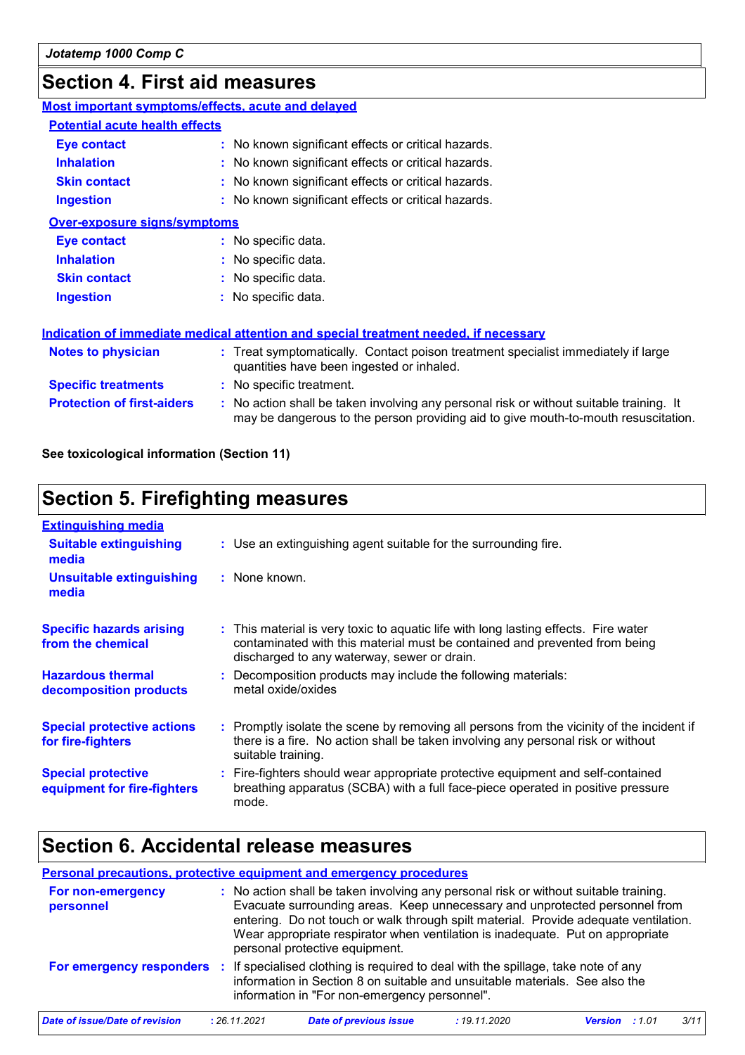## Section 4. First aid measures

### Most important symptoms/effects, acute and delayed

**Potential acute health effects**

| | |
|---|---|
| **Eye contact** | : No known significant effects or critical hazards. |
| **Inhalation** | : No known significant effects or critical hazards. |
| **Skin contact** | : No known significant effects or critical hazards. |
| **Ingestion** | : No known significant effects or critical hazards. |

**Over-exposure signs/symptoms**

| | |
|---|---|
| **Eye contact** | : No specific data. |
| **Inhalation** | : No specific data. |
| **Skin contact** | : No specific data. |
| **Ingestion** | : No specific data. |

### Indication of immediate medical attention and special treatment needed, if necessary

| | |
|---|---|
| **Notes to physician** | : Treat symptomatically. Contact poison treatment specialist immediately if large quantities have been ingested or inhaled. |
| **Specific treatments** | : No specific treatment. |
| **Protection of first-aiders** | : No action shall be taken involving any personal risk or without suitable training. It may be dangerous to the person providing aid to give mouth-to-mouth resuscitation. |

**See toxicological information (Section 11)**

## Section 5. Firefighting measures

### Extinguishing media

| | |
|---|---|
| **Suitable extinguishing media** | : Use an extinguishing agent suitable for the surrounding fire. |
| **Unsuitable extinguishing media** | : None known. |

| | |
|---|---|
| **Specific hazards arising from the chemical** | : This material is very toxic to aquatic life with long lasting effects. Fire water contaminated with this material must be contained and prevented from being discharged to any waterway, sewer or drain. |
| **Hazardous thermal decomposition products** | : Decomposition products may include the following materials: metal oxide/oxides |
| **Special protective actions for fire-fighters** | : Promptly isolate the scene by removing all persons from the vicinity of the incident if there is a fire. No action shall be taken involving any personal risk or without suitable training. |
| **Special protective equipment for fire-fighters** | : Fire-fighters should wear appropriate protective equipment and self-contained breathing apparatus (SCBA) with a full face-piece operated in positive pressure mode. |

## Section 6. Accidental release measures

### Personal precautions, protective equipment and emergency procedures

| | |
|---|---|
| **For non-emergency personnel** | : No action shall be taken involving any personal risk or without suitable training. Evacuate surrounding areas. Keep unnecessary and unprotected personnel from entering. Do not touch or walk through spilt material. Provide adequate ventilation. Wear appropriate respirator when ventilation is inadequate. Put on appropriate personal protective equipment. |
| **For emergency responders** | : If specialised clothing is required to deal with the spillage, take note of any information in Section 8 on suitable and unsuitable materials. See also the information in "For non-emergency personnel". |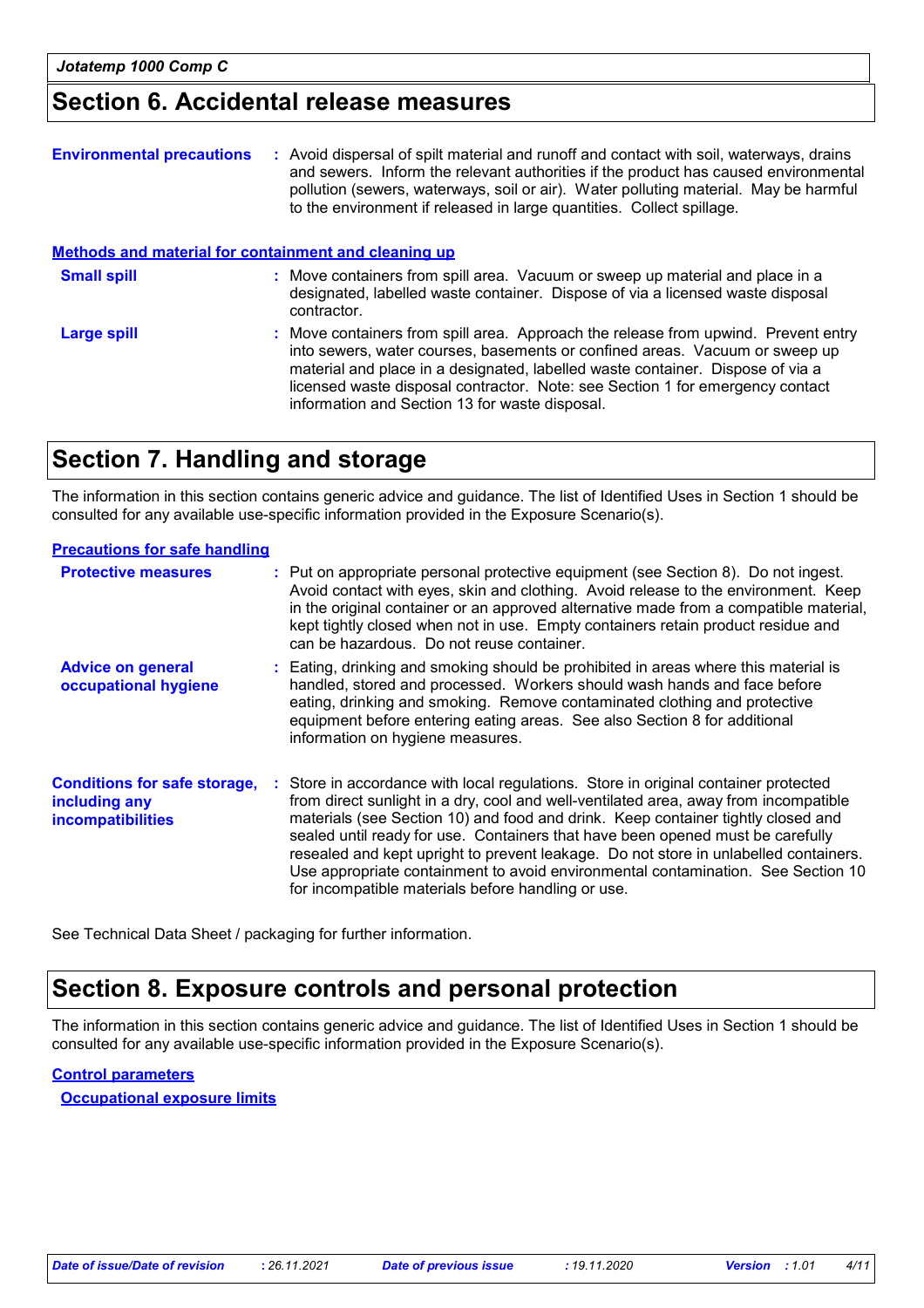## Section 6. Accidental release measures

**Environmental precautions** : Avoid dispersal of spilt material and runoff and contact with soil, waterways, drains and sewers. Inform the relevant authorities if the product has caused environmental pollution (sewers, waterways, soil or air). Water polluting material. May be harmful to the environment if released in large quantities. Collect spillage.

### Methods and material for containment and cleaning up

**Small spill** : Move containers from spill area. Vacuum or sweep up material and place in a designated, labelled waste container. Dispose of via a licensed waste disposal contractor.

**Large spill** : Move containers from spill area. Approach the release from upwind. Prevent entry into sewers, water courses, basements or confined areas. Vacuum or sweep up material and place in a designated, labelled waste container. Dispose of via a licensed waste disposal contractor. Note: see Section 1 for emergency contact information and Section 13 for waste disposal.

## Section 7. Handling and storage

The information in this section contains generic advice and guidance. The list of Identified Uses in Section 1 should be consulted for any available use-specific information provided in the Exposure Scenario(s).

### Precautions for safe handling

**Protective measures** : Put on appropriate personal protective equipment (see Section 8). Do not ingest. Avoid contact with eyes, skin and clothing. Avoid release to the environment. Keep in the original container or an approved alternative made from a compatible material, kept tightly closed when not in use. Empty containers retain product residue and can be hazardous. Do not reuse container.

**Advice on general occupational hygiene** : Eating, drinking and smoking should be prohibited in areas where this material is handled, stored and processed. Workers should wash hands and face before eating, drinking and smoking. Remove contaminated clothing and protective equipment before entering eating areas. See also Section 8 for additional information on hygiene measures.

**Conditions for safe storage, including any incompatibilities** : Store in accordance with local regulations. Store in original container protected from direct sunlight in a dry, cool and well-ventilated area, away from incompatible materials (see Section 10) and food and drink. Keep container tightly closed and sealed until ready for use. Containers that have been opened must be carefully resealed and kept upright to prevent leakage. Do not store in unlabelled containers. Use appropriate containment to avoid environmental contamination. See Section 10 for incompatible materials before handling or use.

See Technical Data Sheet / packaging for further information.

## Section 8. Exposure controls and personal protection

The information in this section contains generic advice and guidance. The list of Identified Uses in Section 1 should be consulted for any available use-specific information provided in the Exposure Scenario(s).

### Control parameters

#### Occupational exposure limits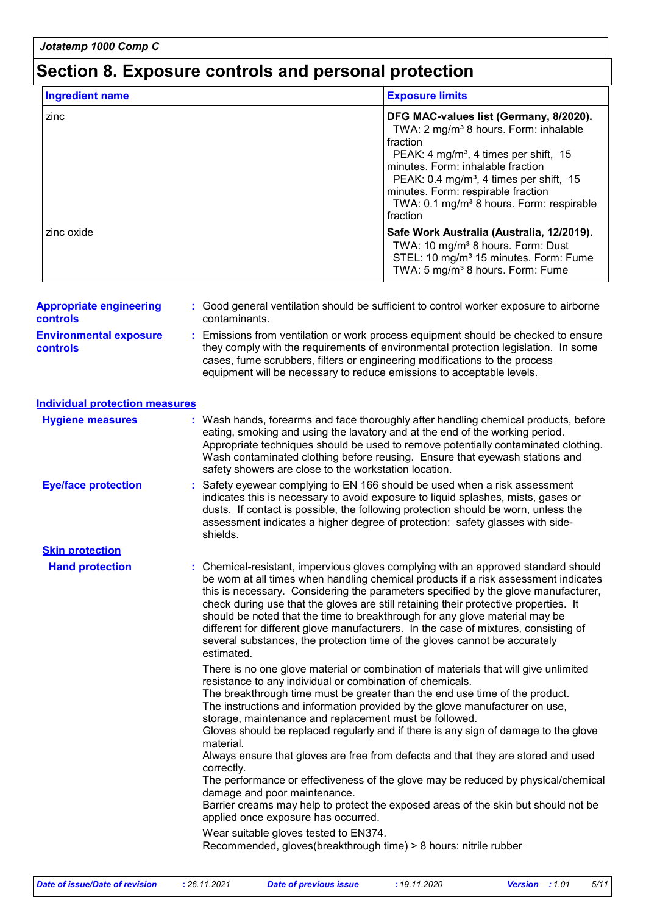# Section 8. Exposure controls and personal protection

| Ingredient name | Exposure limits |
|---|---|
| zinc | **DFG MAC-values list (Germany, 8/2020).**<br>TWA: 2 mg/m³ 8 hours. Form: inhalable fraction<br>PEAK: 4 mg/m³, 4 times per shift, 15 minutes. Form: inhalable fraction<br>PEAK: 0.4 mg/m³, 4 times per shift, 15 minutes. Form: respirable fraction<br>TWA: 0.1 mg/m³ 8 hours. Form: respirable fraction |
| zinc oxide | **Safe Work Australia (Australia, 12/2019).**<br>TWA: 10 mg/m³ 8 hours. Form: Dust<br>STEL: 10 mg/m³ 15 minutes. Form: Fume<br>TWA: 5 mg/m³ 8 hours. Form: Fume |

**Appropriate engineering controls** : Good general ventilation should be sufficient to control worker exposure to airborne contaminants.

**Environmental exposure controls** : Emissions from ventilation or work process equipment should be checked to ensure they comply with the requirements of environmental protection legislation. In some cases, fume scrubbers, filters or engineering modifications to the process equipment will be necessary to reduce emissions to acceptable levels.

## Individual protection measures

**Hygiene measures** : Wash hands, forearms and face thoroughly after handling chemical products, before eating, smoking and using the lavatory and at the end of the working period. Appropriate techniques should be used to remove potentially contaminated clothing. Wash contaminated clothing before reusing. Ensure that eyewash stations and safety showers are close to the workstation location.

**Eye/face protection** : Safety eyewear complying to EN 166 should be used when a risk assessment indicates this is necessary to avoid exposure to liquid splashes, mists, gases or dusts. If contact is possible, the following protection should be worn, unless the assessment indicates a higher degree of protection: safety glasses with side-shields.

### Skin protection

**Hand protection** : Chemical-resistant, impervious gloves complying with an approved standard should be worn at all times when handling chemical products if a risk assessment indicates this is necessary. Considering the parameters specified by the glove manufacturer, check during use that the gloves are still retaining their protective properties. It should be noted that the time to breakthrough for any glove material may be different for different glove manufacturers. In the case of mixtures, consisting of several substances, the protection time of the gloves cannot be accurately estimated.

There is no one glove material or combination of materials that will give unlimited resistance to any individual or combination of chemicals.
The breakthrough time must be greater than the end use time of the product.
The instructions and information provided by the glove manufacturer on use, storage, maintenance and replacement must be followed.
Gloves should be replaced regularly and if there is any sign of damage to the glove material.
Always ensure that gloves are free from defects and that they are stored and used correctly.
The performance or effectiveness of the glove may be reduced by physical/chemical damage and poor maintenance.
Barrier creams may help to protect the exposed areas of the skin but should not be applied once exposure has occurred.

Wear suitable gloves tested to EN374.
Recommended, gloves(breakthrough time) > 8 hours: nitrile rubber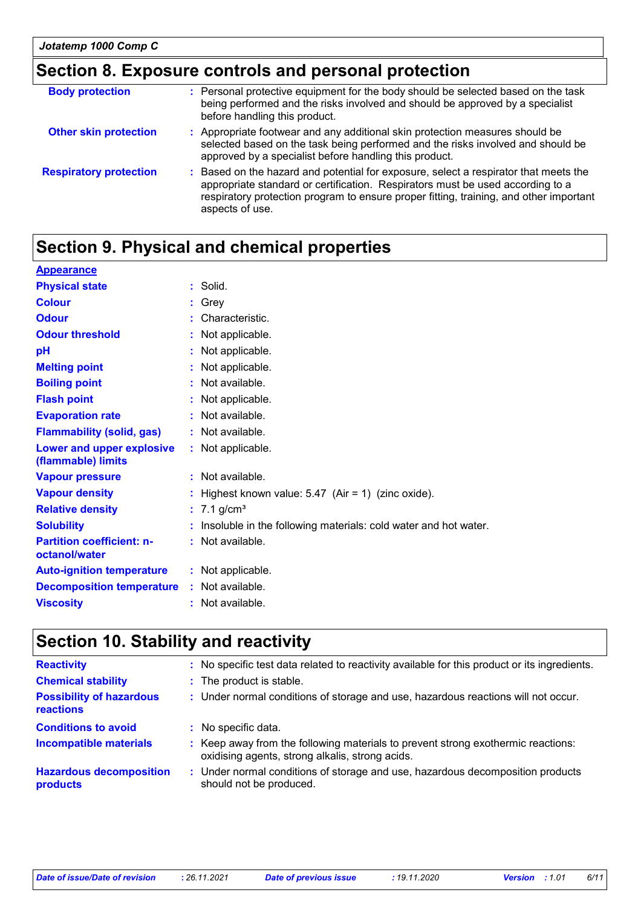## Section 8. Exposure controls and personal protection

| | |
|---|---|
| **Body protection** | : Personal protective equipment for the body should be selected based on the task being performed and the risks involved and should be approved by a specialist before handling this product. |
| **Other skin protection** | : Appropriate footwear and any additional skin protection measures should be selected based on the task being performed and the risks involved and should be approved by a specialist before handling this product. |
| **Respiratory protection** | : Based on the hazard and potential for exposure, select a respirator that meets the appropriate standard or certification. Respirators must be used according to a respiratory protection program to ensure proper fitting, training, and other important aspects of use. |

## Section 9. Physical and chemical properties

**Appearance**

| | |
|---|---|
| **Physical state** | : Solid. |
| **Colour** | : Grey |
| **Odour** | : Characteristic. |
| **Odour threshold** | : Not applicable. |
| **pH** | : Not applicable. |
| **Melting point** | : Not applicable. |
| **Boiling point** | : Not available. |
| **Flash point** | : Not applicable. |
| **Evaporation rate** | : Not available. |
| **Flammability (solid, gas)** | : Not available. |
| **Lower and upper explosive (flammable) limits** | : Not applicable. |
| **Vapour pressure** | : Not available. |
| **Vapour density** | : Highest known value: 5.47 (Air = 1) (zinc oxide). |
| **Relative density** | : 7.1 g/cm³ |
| **Solubility** | : Insoluble in the following materials: cold water and hot water. |
| **Partition coefficient: n-octanol/water** | : Not available. |
| **Auto-ignition temperature** | : Not applicable. |
| **Decomposition temperature** | : Not available. |
| **Viscosity** | : Not available. |

## Section 10. Stability and reactivity

| | |
|---|---|
| **Reactivity** | : No specific test data related to reactivity available for this product or its ingredients. |
| **Chemical stability** | : The product is stable. |
| **Possibility of hazardous reactions** | : Under normal conditions of storage and use, hazardous reactions will not occur. |
| **Conditions to avoid** | : No specific data. |
| **Incompatible materials** | : Keep away from the following materials to prevent strong exothermic reactions: oxidising agents, strong alkalis, strong acids. |
| **Hazardous decomposition products** | : Under normal conditions of storage and use, hazardous decomposition products should not be produced. |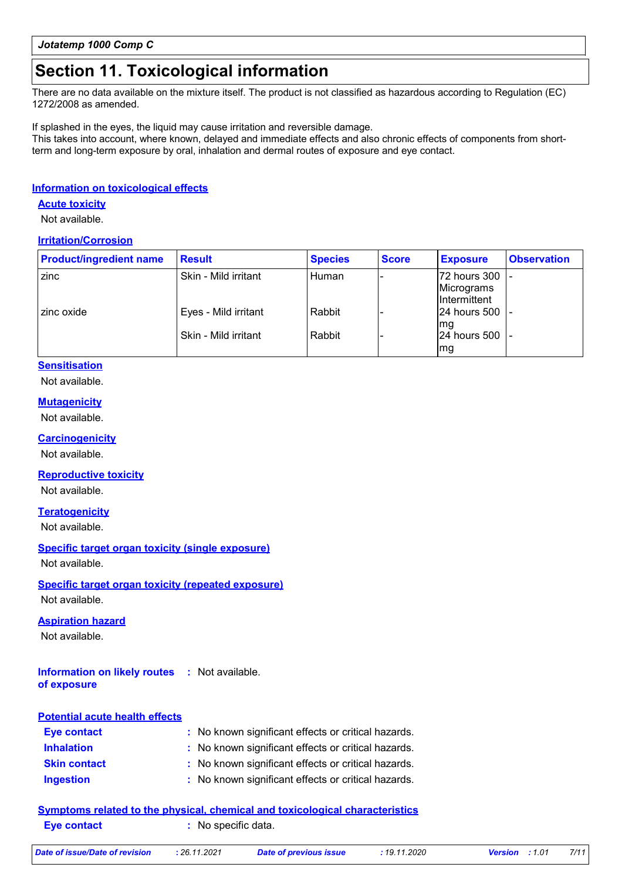## Section 11. Toxicological information

There are no data available on the mixture itself. The product is not classified as hazardous according to Regulation (EC) 1272/2008 as amended.

If splashed in the eyes, the liquid may cause irritation and reversible damage.
This takes into account, where known, delayed and immediate effects and also chronic effects of components from short-term and long-term exposure by oral, inhalation and dermal routes of exposure and eye contact.

### Information on toxicological effects

**Acute toxicity**

Not available.

**Irritation/Corrosion**

| Product/ingredient name | Result | Species | Score | Exposure | Observation |
|---|---|---|---|---|---|
| zinc | Skin - Mild irritant | Human | - | 72 hours 300 Micrograms Intermittent | - |
| zinc oxide | Eyes - Mild irritant | Rabbit | - | 24 hours 500 mg | - |
| | Skin - Mild irritant | Rabbit | - | 24 hours 500 mg | - |

**Sensitisation**

Not available.

**Mutagenicity**

Not available.

**Carcinogenicity**

Not available.

**Reproductive toxicity**

Not available.

**Teratogenicity**

Not available.

**Specific target organ toxicity (single exposure)**

Not available.

**Specific target organ toxicity (repeated exposure)**

Not available.

**Aspiration hazard**

Not available.

**Information on likely routes of exposure** : Not available.

**Potential acute health effects**

**Eye contact** : No known significant effects or critical hazards.
**Inhalation** : No known significant effects or critical hazards.
**Skin contact** : No known significant effects or critical hazards.
**Ingestion** : No known significant effects or critical hazards.

**Symptoms related to the physical, chemical and toxicological characteristics**

**Eye contact** : No specific data.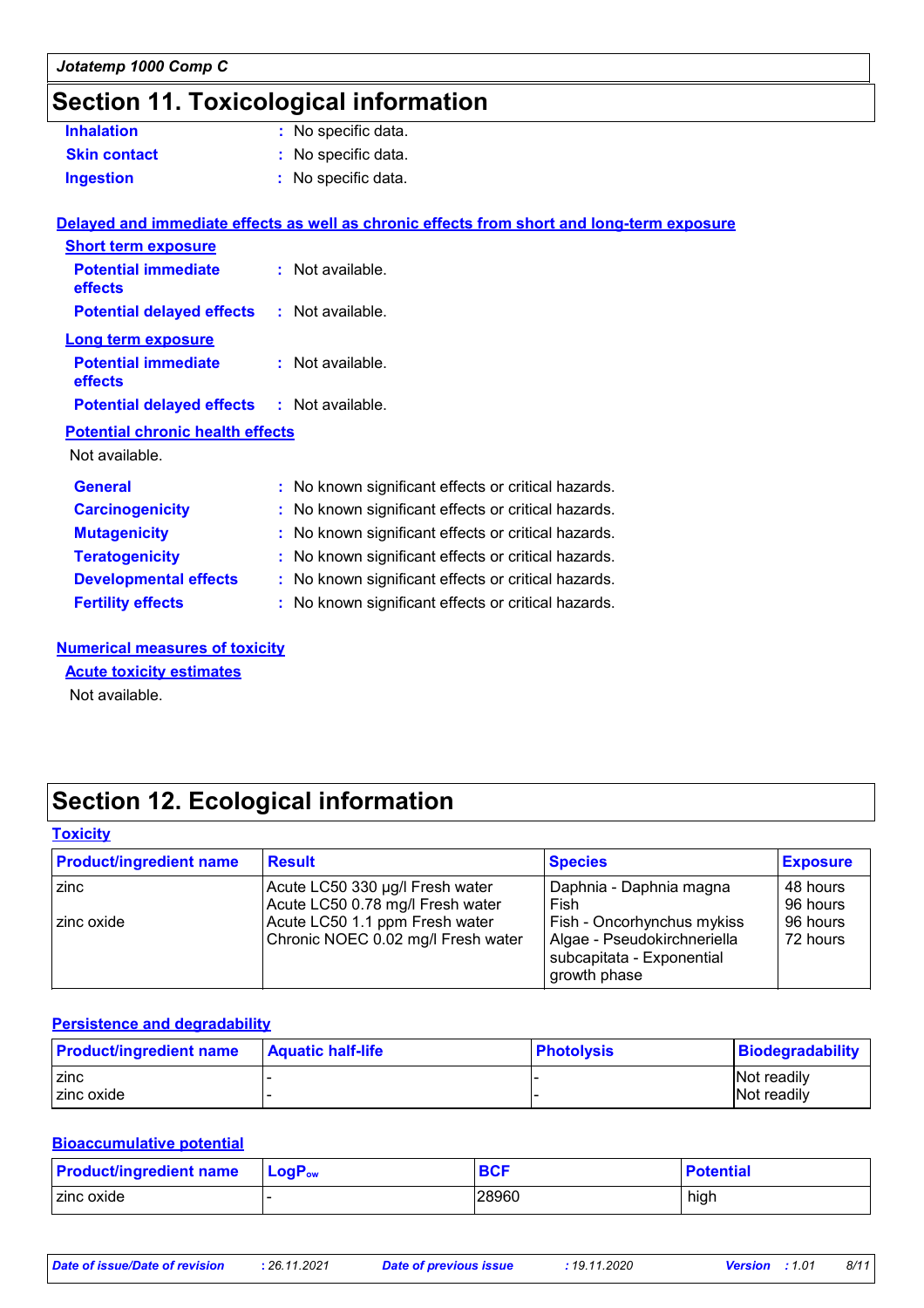## Section 11. Toxicological information

**Inhalation** : No specific data.

**Skin contact** : No specific data.

**Ingestion** : No specific data.

### Delayed and immediate effects as well as chronic effects from short and long-term exposure

**Short term exposure**

**Potential immediate effects** : Not available.

**Potential delayed effects** : Not available.

**Long term exposure**

**Potential immediate effects** : Not available.

**Potential delayed effects** : Not available.

**Potential chronic health effects**

Not available.

**General** : No known significant effects or critical hazards.

**Carcinogenicity** : No known significant effects or critical hazards.

**Mutagenicity** : No known significant effects or critical hazards.

**Teratogenicity** : No known significant effects or critical hazards.

**Developmental effects** : No known significant effects or critical hazards.

**Fertility effects** : No known significant effects or critical hazards.

### Numerical measures of toxicity

**Acute toxicity estimates**

Not available.

## Section 12. Ecological information

### Toxicity

| Product/ingredient name | Result | Species | Exposure |
|---|---|---|---|
| zinc | Acute LC50 330 µg/l Fresh water | Daphnia - Daphnia magna | 48 hours |
| | Acute LC50 0.78 mg/l Fresh water | Fish | 96 hours |
| zinc oxide | Acute LC50 1.1 ppm Fresh water | Fish - Oncorhynchus mykiss | 96 hours |
| | Chronic NOEC 0.02 mg/l Fresh water | Algae - Pseudokirchneriella subcapitata - Exponential growth phase | 72 hours |

### Persistence and degradability

| Product/ingredient name | Aquatic half-life | Photolysis | Biodegradability |
|---|---|---|---|
| zinc | - | - | Not readily |
| zinc oxide | - | - | Not readily |

### Bioaccumulative potential

| Product/ingredient name | $LogP_{ow}$ | BCF | Potential |
|---|---|---|---|
| zinc oxide | - | 28960 | high |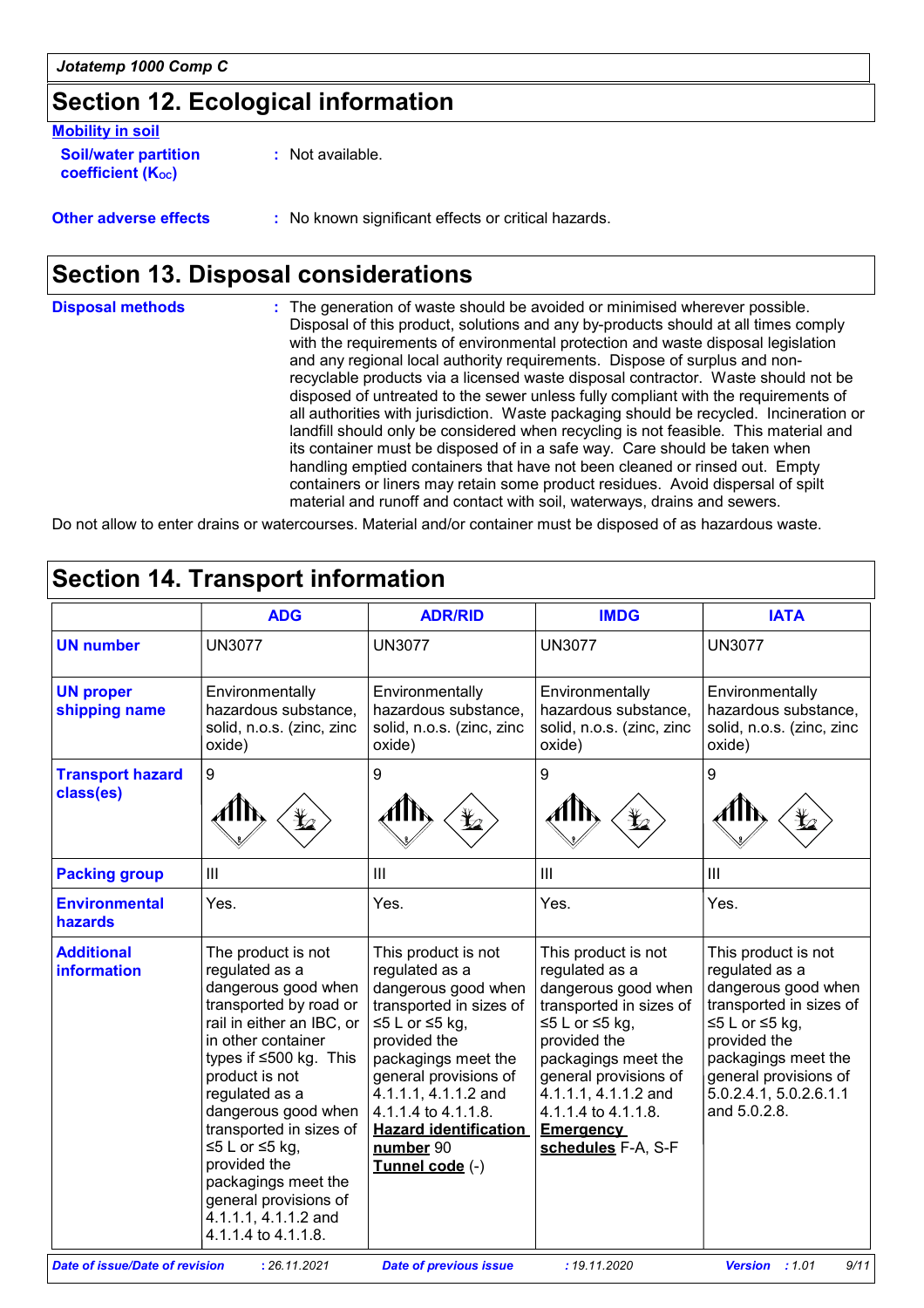## Section 12. Ecological information

### Mobility in soil

**Soil/water partition coefficient ($K_{OC}$)** : Not available.

**Other adverse effects** : No known significant effects or critical hazards.

## Section 13. Disposal considerations

**Disposal methods** : The generation of waste should be avoided or minimised wherever possible. Disposal of this product, solutions and any by-products should at all times comply with the requirements of environmental protection and waste disposal legislation and any regional local authority requirements. Dispose of surplus and non-recyclable products via a licensed waste disposal contractor. Waste should not be disposed of untreated to the sewer unless fully compliant with the requirements of all authorities with jurisdiction. Waste packaging should be recycled. Incineration or landfill should only be considered when recycling is not feasible. This material and its container must be disposed of in a safe way. Care should be taken when handling emptied containers that have not been cleaned or rinsed out. Empty containers or liners may retain some product residues. Avoid dispersal of spilt material and runoff and contact with soil, waterways, drains and sewers.

Do not allow to enter drains or watercourses. Material and/or container must be disposed of as hazardous waste.

## Section 14. Transport information

| | ADG | ADR/RID | IMDG | IATA |
|---|---|---|---|---|
| **UN number** | UN3077 | UN3077 | UN3077 | UN3077 |
| **UN proper shipping name** | Environmentally hazardous substance, solid, n.o.s. (zinc, zinc oxide) | Environmentally hazardous substance, solid, n.o.s. (zinc, zinc oxide) | Environmentally hazardous substance, solid, n.o.s. (zinc, zinc oxide) | Environmentally hazardous substance, solid, n.o.s. (zinc, zinc oxide) |
| **Transport hazard class(es)** | 9 | 9 | 9 | 9 |
| **Packing group** | III | III | III | III |
| **Environmental hazards** | Yes. | Yes. | Yes. | Yes. |
| **Additional information** | The product is not regulated as a dangerous good when transported by road or rail in either an IBC, or in other container types if ≤500 kg. This product is not regulated as a dangerous good when transported in sizes of ≤5 L or ≤5 kg, provided the packagings meet the general provisions of 4.1.1.1, 4.1.1.2 and 4.1.1.4 to 4.1.1.8. | This product is not regulated as a dangerous good when transported in sizes of ≤5 L or ≤5 kg, provided the packagings meet the general provisions of 4.1.1.1, 4.1.1.2 and 4.1.1.4 to 4.1.1.8. **Hazard identification number** 90 **Tunnel code** (-) | This product is not regulated as a dangerous good when transported in sizes of ≤5 L or ≤5 kg, provided the packagings meet the general provisions of 4.1.1.1, 4.1.1.2 and 4.1.1.4 to 4.1.1.8. **Emergency schedules** F-A, S-F | This product is not regulated as a dangerous good when transported in sizes of ≤5 L or ≤5 kg, provided the packagings meet the general provisions of 5.0.2.4.1, 5.0.2.6.1.1 and 5.0.2.8. |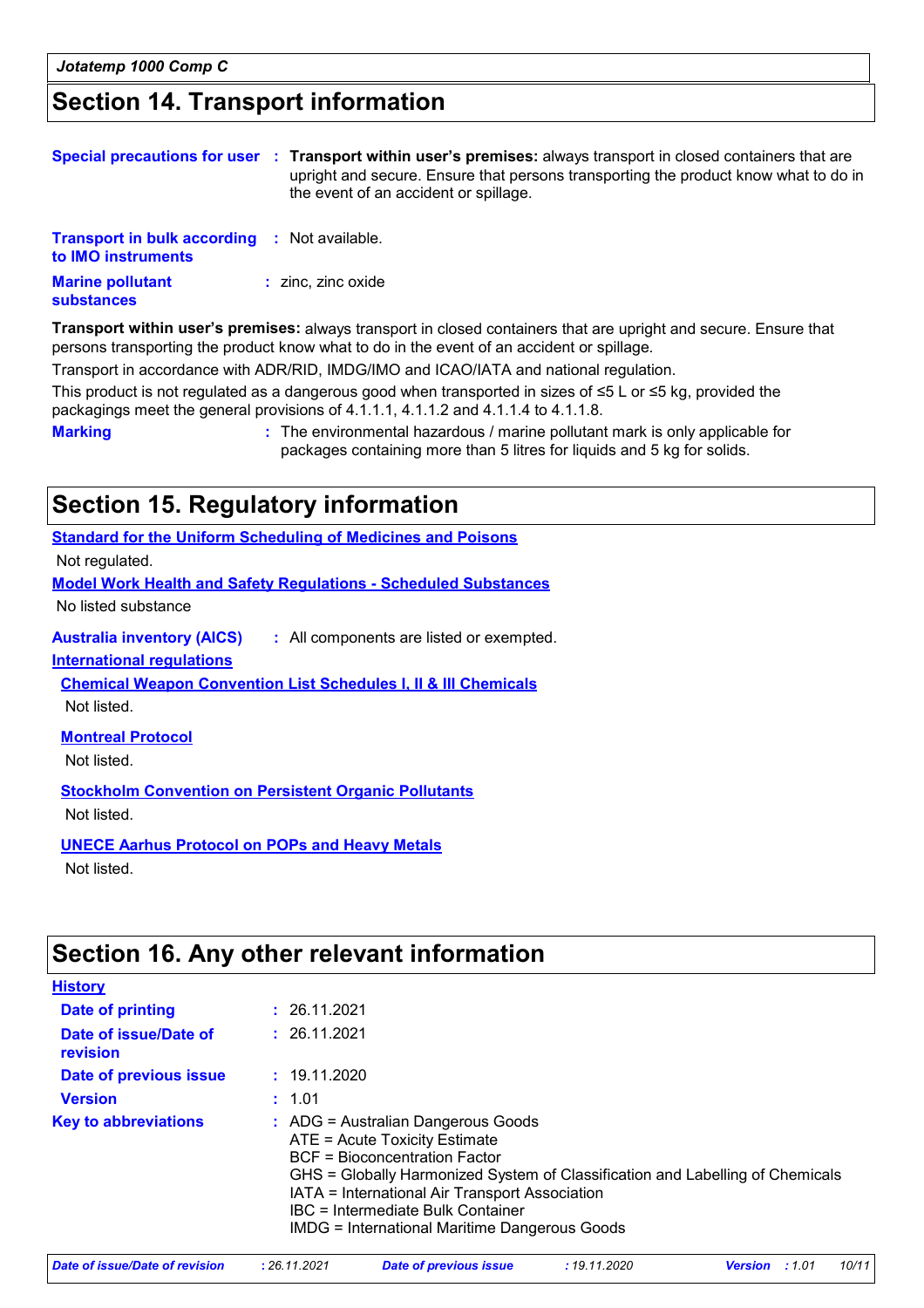## Section 14. Transport information

**Special precautions for user** : **Transport within user's premises:** always transport in closed containers that are upright and secure. Ensure that persons transporting the product know what to do in the event of an accident or spillage.

**Transport in bulk according to IMO instruments** : Not available.

**Marine pollutant substances** : zinc, zinc oxide

**Transport within user's premises:** always transport in closed containers that are upright and secure. Ensure that persons transporting the product know what to do in the event of an accident or spillage.

Transport in accordance with ADR/RID, IMDG/IMO and ICAO/IATA and national regulation.

This product is not regulated as a dangerous good when transported in sizes of ≤5 L or ≤5 kg, provided the packagings meet the general provisions of 4.1.1.1, 4.1.1.2 and 4.1.1.4 to 4.1.1.8.

**Marking** : The environmental hazardous / marine pollutant mark is only applicable for packages containing more than 5 litres for liquids and 5 kg for solids.

## Section 15. Regulatory information

**Standard for the Uniform Scheduling of Medicines and Poisons**

Not regulated.

**Model Work Health and Safety Regulations - Scheduled Substances**

No listed substance

**Australia inventory (AICS)** : All components are listed or exempted.

**International regulations**

**Chemical Weapon Convention List Schedules I, II & III Chemicals**

Not listed.

**Montreal Protocol**

Not listed.

**Stockholm Convention on Persistent Organic Pollutants**

Not listed.

**UNECE Aarhus Protocol on POPs and Heavy Metals**

Not listed.

## Section 16. Any other relevant information

**History**

**Date of printing** : 26.11.2021

**Date of issue/Date of revision** : 26.11.2021

**Date of previous issue** : 19.11.2020

**Version** : 1.01

**Key to abbreviations** : ADG = Australian Dangerous Goods
ATE = Acute Toxicity Estimate
BCF = Bioconcentration Factor
GHS = Globally Harmonized System of Classification and Labelling of Chemicals
IATA = International Air Transport Association
IBC = Intermediate Bulk Container
IMDG = International Maritime Dangerous Goods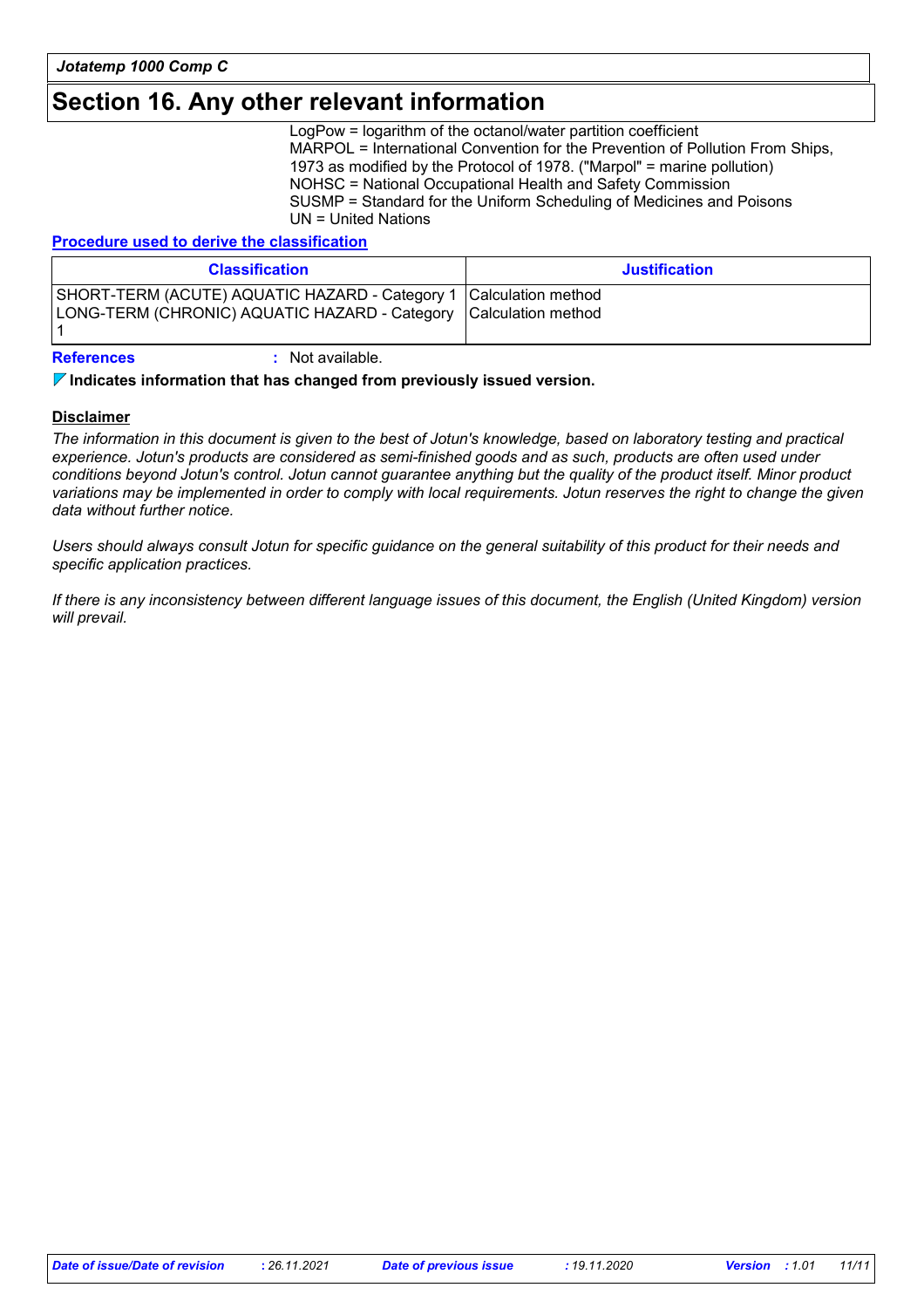# Section 16. Any other relevant information

LogPow = logarithm of the octanol/water partition coefficient
MARPOL = International Convention for the Prevention of Pollution From Ships, 1973 as modified by the Protocol of 1978. ("Marpol" = marine pollution)
NOHSC = National Occupational Health and Safety Commission
SUSMP = Standard for the Uniform Scheduling of Medicines and Poisons
UN = United Nations

**Procedure used to derive the classification**

| Classification | Justification |
|---|---|
| SHORT-TERM (ACUTE) AQUATIC HAZARD - Category 1<br>LONG-TERM (CHRONIC) AQUATIC HAZARD - Category 1 | Calculation method<br>Calculation method |

**References** : Not available.

**Indicates information that has changed from previously issued version.**

**Disclaimer**

*The information in this document is given to the best of Jotun's knowledge, based on laboratory testing and practical experience. Jotun's products are considered as semi-finished goods and as such, products are often used under conditions beyond Jotun's control. Jotun cannot guarantee anything but the quality of the product itself. Minor product variations may be implemented in order to comply with local requirements. Jotun reserves the right to change the given data without further notice.*

*Users should always consult Jotun for specific guidance on the general suitability of this product for their needs and specific application practices.*

*If there is any inconsistency between different language issues of this document, the English (United Kingdom) version will prevail.*